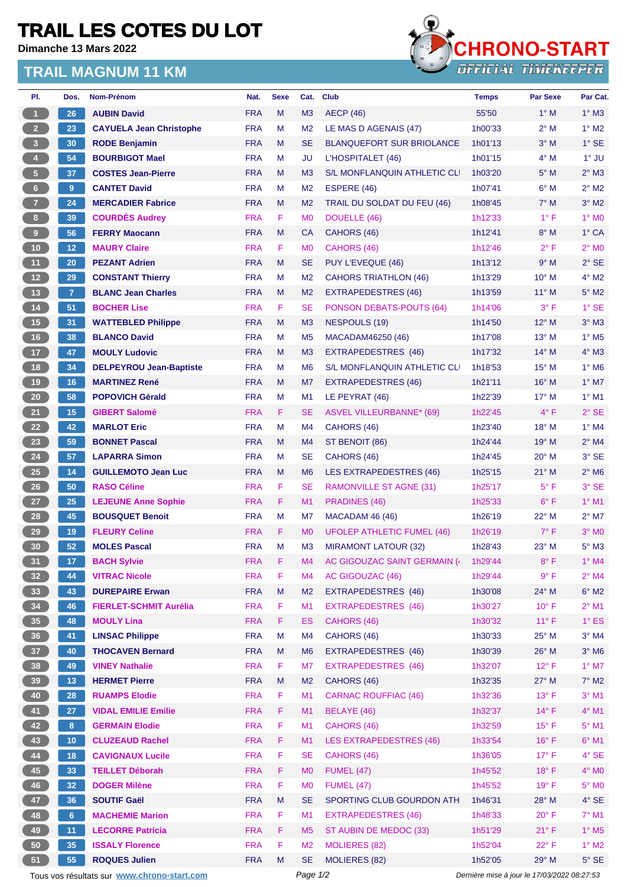# TRAIL LES COTES DU LOT

**Dimanche 13 Mars 2022**

## TRAIL MAGNUM 11 KM

CHRONO-START
OFFICIAL TIMEKEEPER

| Pl. | Dos. | Nom-Prénom | Nat. | Sexe | Cat. | Club | Temps | Par Sexe | Par Cat. |
|---|---|---|---|---|---|---|---|---|---|
| 1 | 26 | AUBIN David | FRA | M | M3 | AECP (46) | 55'50 | 1° M | 1° M3 |
| 2 | 23 | CAYUELA Jean Christophe | FRA | M | M2 | LE MAS D AGENAIS (47) | 1h00'33 | 2° M | 1° M2 |
| 3 | 30 | RODE Benjamin | FRA | M | SE | BLANQUEFORT SUR BRIOLANCE | 1h01'13 | 3° M | 1° SE |
| 4 | 54 | BOURBIGOT Mael | FRA | M | JU | L'HOSPITALET (46) | 1h01'15 | 4° M | 1° JU |
| 5 | 37 | COSTES Jean-Pierre | FRA | M | M3 | S/L MONFLANQUIN ATHLETIC CLI | 1h03'20 | 5° M | 2° M3 |
| 6 | 9 | CANTET David | FRA | M | M2 | ESPERE (46) | 1h07'41 | 6° M | 2° M2 |
| 7 | 24 | MERCADIER Fabrice | FRA | M | M2 | TRAIL DU SOLDAT DU FEU (46) | 1h08'45 | 7° M | 3° M2 |
| 8 | 39 | COURDÈS Audrey | FRA | F | M0 | DOUELLE (46) | 1h12'33 | 1° F | 1° M0 |
| 9 | 56 | FERRY Maocann | FRA | M | CA | CAHORS (46) | 1h12'41 | 8° M | 1° CA |
| 10 | 12 | MAURY Claire | FRA | F | M0 | CAHORS (46) | 1h12'46 | 2° F | 2° M0 |
| 11 | 20 | PEZANT Adrien | FRA | M | SE | PUY L'EVEQUE (46) | 1h13'12 | 9° M | 2° SE |
| 12 | 29 | CONSTANT Thierry | FRA | M | M2 | CAHORS TRIATHLON (46) | 1h13'29 | 10° M | 4° M2 |
| 13 | 7 | BLANC Jean Charles | FRA | M | M2 | EXTRAPEDESTRES (46) | 1h13'59 | 11° M | 5° M2 |
| 14 | 51 | BOCHER Lise | FRA | F | SE | PONSON DEBATS-POUTS (64) | 1h14'06 | 3° F | 1° SE |
| 15 | 31 | WATTEBLED Philippe | FRA | M | M3 | NESPOULS (19) | 1h14'50 | 12° M | 3° M3 |
| 16 | 38 | BLANCO David | FRA | M | M5 | MACADAM46250 (46) | 1h17'08 | 13° M | 1° M5 |
| 17 | 47 | MOULY Ludovic | FRA | M | M3 | EXTRAPEDESTRES (46) | 1h17'32 | 14° M | 4° M3 |
| 18 | 34 | DELPEYROU Jean-Baptiste | FRA | M | M6 | S/L MONFLANQUIN ATHLETIC CLI | 1h18'53 | 15° M | 1° M6 |
| 19 | 16 | MARTINEZ René | FRA | M | M7 | EXTRAPEDESTRES (46) | 1h21'11 | 16° M | 1° M7 |
| 20 | 58 | POPOVICH Gérald | FRA | M | M1 | LE PEYRAT (46) | 1h22'39 | 17° M | 1° M1 |
| 21 | 15 | GIBERT Salomé | FRA | F | SE | ASVEL VILLEURBANNE* (69) | 1h22'45 | 4° F | 2° SE |
| 22 | 42 | MARLOT Eric | FRA | M | M4 | CAHORS (46) | 1h23'40 | 18° M | 1° M4 |
| 23 | 59 | BONNET Pascal | FRA | M | M4 | ST BENOIT (86) | 1h24'44 | 19° M | 2° M4 |
| 24 | 57 | LAPARRA Simon | FRA | M | SE | CAHORS (46) | 1h24'45 | 20° M | 3° SE |
| 25 | 14 | GUILLEMOTO Jean Luc | FRA | M | M6 | LES EXTRAPEDESTRES (46) | 1h25'15 | 21° M | 2° M6 |
| 26 | 50 | RASO Céline | FRA | F | SE | RAMONVILLE ST AGNE (31) | 1h25'17 | 5° F | 3° SE |
| 27 | 25 | LEJEUNE Anne Sophie | FRA | F | M1 | PRADINES (46) | 1h25'33 | 6° F | 1° M1 |
| 28 | 45 | BOUSQUET Benoit | FRA | M | M7 | MACADAM 46 (46) | 1h26'19 | 22° M | 2° M7 |
| 29 | 19 | FLEURY Celine | FRA | F | M0 | UFOLEP ATHLETIC FUMEL (46) | 1h26'19 | 7° F | 3° M0 |
| 30 | 52 | MOLES Pascal | FRA | M | M3 | MIRAMONT LATOUR (32) | 1h28'43 | 23° M | 5° M3 |
| 31 | 17 | BACH Sylvie | FRA | F | M4 | AC GIGOUZAC SAINT GERMAIN (4 | 1h29'44 | 8° F | 1° M4 |
| 32 | 44 | VITRAC Nicole | FRA | F | M4 | AC GIGOUZAC (46) | 1h29'44 | 9° F | 2° M4 |
| 33 | 43 | DUREPAIRE Erwan | FRA | M | M2 | EXTRAPEDESTRES (46) | 1h30'08 | 24° M | 6° M2 |
| 34 | 46 | FIERLET-SCHMIT Aurélia | FRA | F | M1 | EXTRAPEDESTRES (46) | 1h30'27 | 10° F | 2° M1 |
| 35 | 48 | MOULY Lina | FRA | F | ES | CAHORS (46) | 1h30'32 | 11° F | 1° ES |
| 36 | 41 | LINSAC Philippe | FRA | M | M4 | CAHORS (46) | 1h30'33 | 25° M | 3° M4 |
| 37 | 40 | THOCAVEN Bernard | FRA | M | M6 | EXTRAPEDESTRES (46) | 1h30'39 | 26° M | 3° M6 |
| 38 | 49 | VINEY Nathalie | FRA | F | M7 | EXTRAPEDESTRES (46) | 1h32'07 | 12° F | 1° M7 |
| 39 | 13 | HERMET Pierre | FRA | M | M2 | CAHORS (46) | 1h32'35 | 27° M | 7° M2 |
| 40 | 28 | RUAMPS Elodie | FRA | F | M1 | CARNAC ROUFFIAC (46) | 1h32'36 | 13° F | 3° M1 |
| 41 | 27 | VIDAL EMILIE Emilie | FRA | F | M1 | BELAYE (46) | 1h32'37 | 14° F | 4° M1 |
| 42 | 8 | GERMAIN Elodie | FRA | F | M1 | CAHORS (46) | 1h32'59 | 15° F | 5° M1 |
| 43 | 10 | CLUZEAUD Rachel | FRA | F | M1 | LES EXTRAPEDESTRES (46) | 1h33'54 | 16° F | 6° M1 |
| 44 | 18 | CAVIGNAUX Lucile | FRA | F | SE | CAHORS (46) | 1h36'05 | 17° F | 4° SE |
| 45 | 33 | TEILLET Déborah | FRA | F | M0 | FUMEL (47) | 1h45'52 | 18° F | 4° M0 |
| 46 | 32 | DOGER Milène | FRA | F | M0 | FUMEL (47) | 1h45'52 | 19° F | 5° M0 |
| 47 | 36 | SOUTIF Gaël | FRA | M | SE | SPORTING CLUB GOURDON ATH | 1h46'31 | 28° M | 4° SE |
| 48 | 6 | MACHEMIE Marion | FRA | F | M1 | EXTRAPEDESTRES (46) | 1h48'33 | 20° F | 7° M1 |
| 49 | 11 | LECORRE Patricia | FRA | F | M5 | ST AUBIN DE MEDOC (33) | 1h51'29 | 21° F | 1° M5 |
| 50 | 35 | ISSALY Florence | FRA | F | M2 | MOLIERES (82) | 1h52'04 | 22° F | 1° M2 |
| 51 | 55 | ROQUES Julien | FRA | M | SE | MOLIERES (82) | 1h52'05 | 29° M | 5° SE |

Tous vos résultats sur www.chrono-start.com

*Dernière mise à jour le 17/03/2022 08:27:53*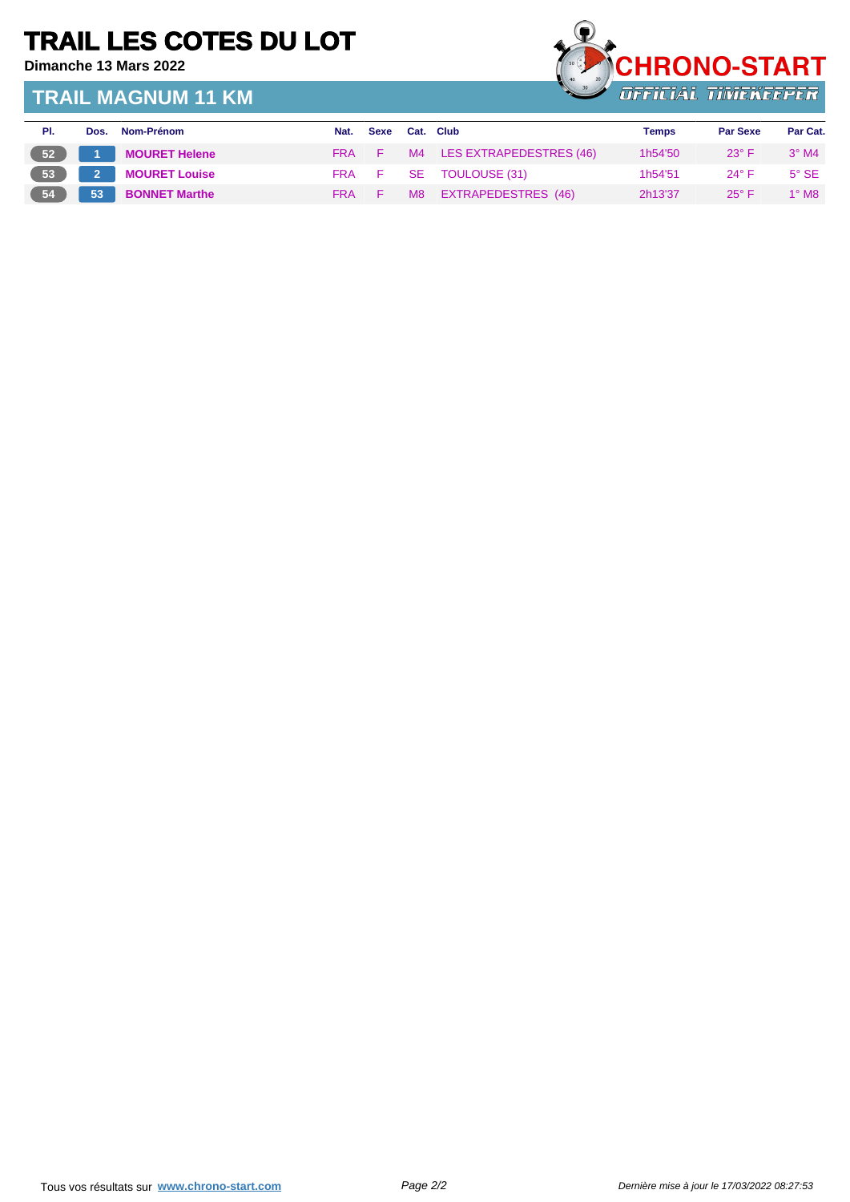# TRAIL LES COTES DU LOT

**Dimanche 13 Mars 2022**

CHRONO-START
OFFICIAL TIMEKEEPER

## TRAIL MAGNUM 11 KM

| Pl. | Dos. | Nom-Prénom | Nat. | Sexe | Cat. | Club | Temps | Par Sexe | Par Cat. |
|---|---|---|---|---|---|---|---|---|---|
| 52 | 1 | **MOURET Helene** | FRA | F | M4 | LES EXTRAPEDESTRES (46) | 1h54'50 | 23° F | 3° M4 |
| 53 | 2 | **MOURET Louise** | FRA | F | SE | TOULOUSE (31) | 1h54'51 | 24° F | 5° SE |
| 54 | 53 | **BONNET Marthe** | FRA | F | M8 | EXTRAPEDESTRES  (46) | 2h13'37 | 25° F | 1° M8 |

Tous vos résultats sur **www.chrono-start.com**

*Dernière mise à jour le 17/03/2022 08:27:53*